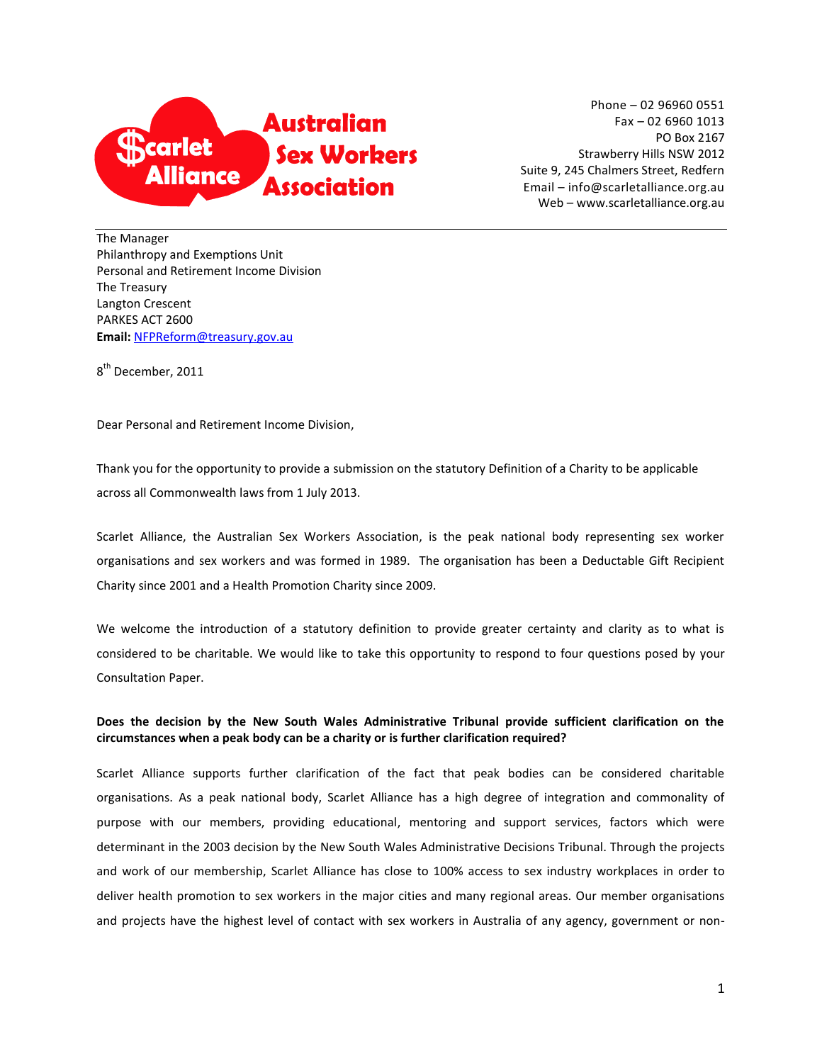Scarlet Alliance
Australian Sex Workers Association

Phone – 02 96960 0551
Fax – 02 6960 1013
PO Box 2167
Strawberry Hills NSW 2012
Suite 9, 245 Chalmers Street, Redfern
Email – info@scarletalliance.org.au
Web – www.scarletalliance.org.au

---

The Manager
Philanthropy and Exemptions Unit
Personal and Retirement Income Division
The Treasury
Langton Crescent
PARKES ACT 2600
**Email:** NFPReform@treasury.gov.au

8th December, 2011

Dear Personal and Retirement Income Division,

Thank you for the opportunity to provide a submission on the statutory Definition of a Charity to be applicable across all Commonwealth laws from 1 July 2013.

Scarlet Alliance, the Australian Sex Workers Association, is the peak national body representing sex worker organisations and sex workers and was formed in 1989. The organisation has been a Deductable Gift Recipient Charity since 2001 and a Health Promotion Charity since 2009.

We welcome the introduction of a statutory definition to provide greater certainty and clarity as to what is considered to be charitable. We would like to take this opportunity to respond to four questions posed by your Consultation Paper.

**Does the decision by the New South Wales Administrative Tribunal provide sufficient clarification on the circumstances when a peak body can be a charity or is further clarification required?**

Scarlet Alliance supports further clarification of the fact that peak bodies can be considered charitable organisations. As a peak national body, Scarlet Alliance has a high degree of integration and commonality of purpose with our members, providing educational, mentoring and support services, factors which were determinant in the 2003 decision by the New South Wales Administrative Decisions Tribunal. Through the projects and work of our membership, Scarlet Alliance has close to 100% access to sex industry workplaces in order to deliver health promotion to sex workers in the major cities and many regional areas. Our member organisations and projects have the highest level of contact with sex workers in Australia of any agency, government or non-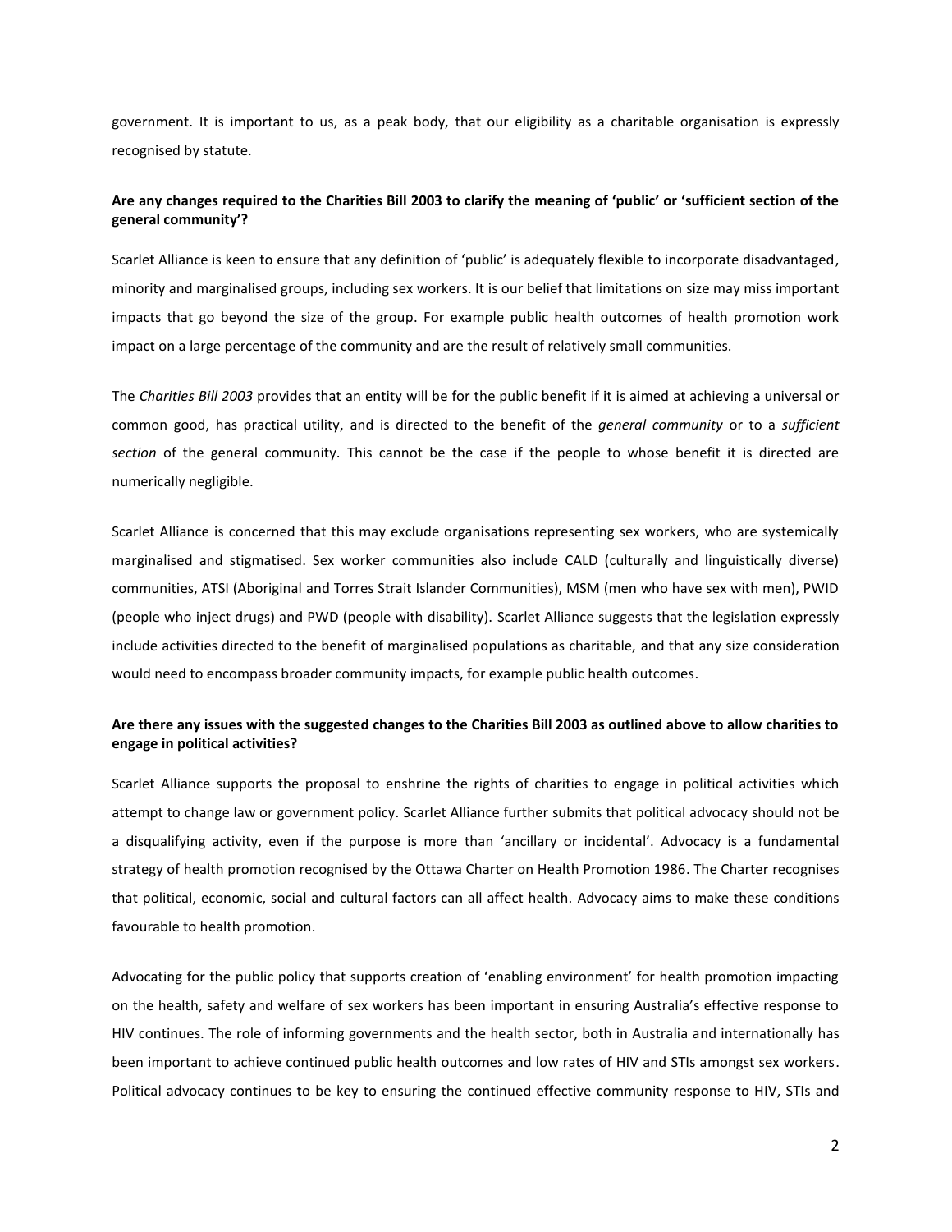government. It is important to us, as a peak body, that our eligibility as a charitable organisation is expressly recognised by statute.

**Are any changes required to the Charities Bill 2003 to clarify the meaning of 'public' or 'sufficient section of the general community'?**

Scarlet Alliance is keen to ensure that any definition of 'public' is adequately flexible to incorporate disadvantaged, minority and marginalised groups, including sex workers. It is our belief that limitations on size may miss important impacts that go beyond the size of the group. For example public health outcomes of health promotion work impact on a large percentage of the community and are the result of relatively small communities.

The *Charities Bill 2003* provides that an entity will be for the public benefit if it is aimed at achieving a universal or common good, has practical utility, and is directed to the benefit of the *general community* or to a *sufficient section* of the general community. This cannot be the case if the people to whose benefit it is directed are numerically negligible.

Scarlet Alliance is concerned that this may exclude organisations representing sex workers, who are systemically marginalised and stigmatised. Sex worker communities also include CALD (culturally and linguistically diverse) communities, ATSI (Aboriginal and Torres Strait Islander Communities), MSM (men who have sex with men), PWID (people who inject drugs) and PWD (people with disability). Scarlet Alliance suggests that the legislation expressly include activities directed to the benefit of marginalised populations as charitable, and that any size consideration would need to encompass broader community impacts, for example public health outcomes.

**Are there any issues with the suggested changes to the Charities Bill 2003 as outlined above to allow charities to engage in political activities?**

Scarlet Alliance supports the proposal to enshrine the rights of charities to engage in political activities which attempt to change law or government policy. Scarlet Alliance further submits that political advocacy should not be a disqualifying activity, even if the purpose is more than 'ancillary or incidental'. Advocacy is a fundamental strategy of health promotion recognised by the Ottawa Charter on Health Promotion 1986. The Charter recognises that political, economic, social and cultural factors can all affect health. Advocacy aims to make these conditions favourable to health promotion.

Advocating for the public policy that supports creation of 'enabling environment' for health promotion impacting on the health, safety and welfare of sex workers has been important in ensuring Australia's effective response to HIV continues. The role of informing governments and the health sector, both in Australia and internationally has been important to achieve continued public health outcomes and low rates of HIV and STIs amongst sex workers. Political advocacy continues to be key to ensuring the continued effective community response to HIV, STIs and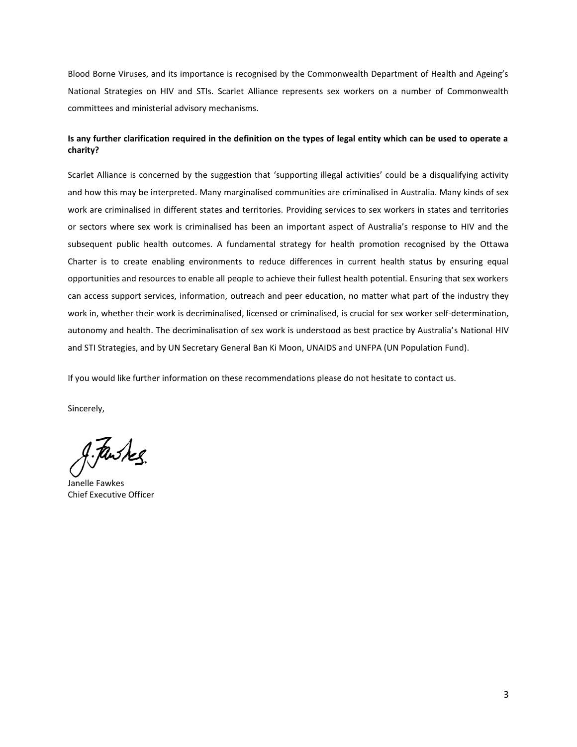Blood Borne Viruses, and its importance is recognised by the Commonwealth Department of Health and Ageing's National Strategies on HIV and STIs. Scarlet Alliance represents sex workers on a number of Commonwealth committees and ministerial advisory mechanisms.

**Is any further clarification required in the definition on the types of legal entity which can be used to operate a charity?**

Scarlet Alliance is concerned by the suggestion that 'supporting illegal activities' could be a disqualifying activity and how this may be interpreted. Many marginalised communities are criminalised in Australia. Many kinds of sex work are criminalised in different states and territories. Providing services to sex workers in states and territories or sectors where sex work is criminalised has been an important aspect of Australia's response to HIV and the subsequent public health outcomes. A fundamental strategy for health promotion recognised by the Ottawa Charter is to create enabling environments to reduce differences in current health status by ensuring equal opportunities and resources to enable all people to achieve their fullest health potential. Ensuring that sex workers can access support services, information, outreach and peer education, no matter what part of the industry they work in, whether their work is decriminalised, licensed or criminalised, is crucial for sex worker self-determination, autonomy and health. The decriminalisation of sex work is understood as best practice by Australia's National HIV and STI Strategies, and by UN Secretary General Ban Ki Moon, UNAIDS and UNFPA (UN Population Fund).

If you would like further information on these recommendations please do not hesitate to contact us.

Sincerely,

J. Fawkes

Janelle Fawkes
Chief Executive Officer